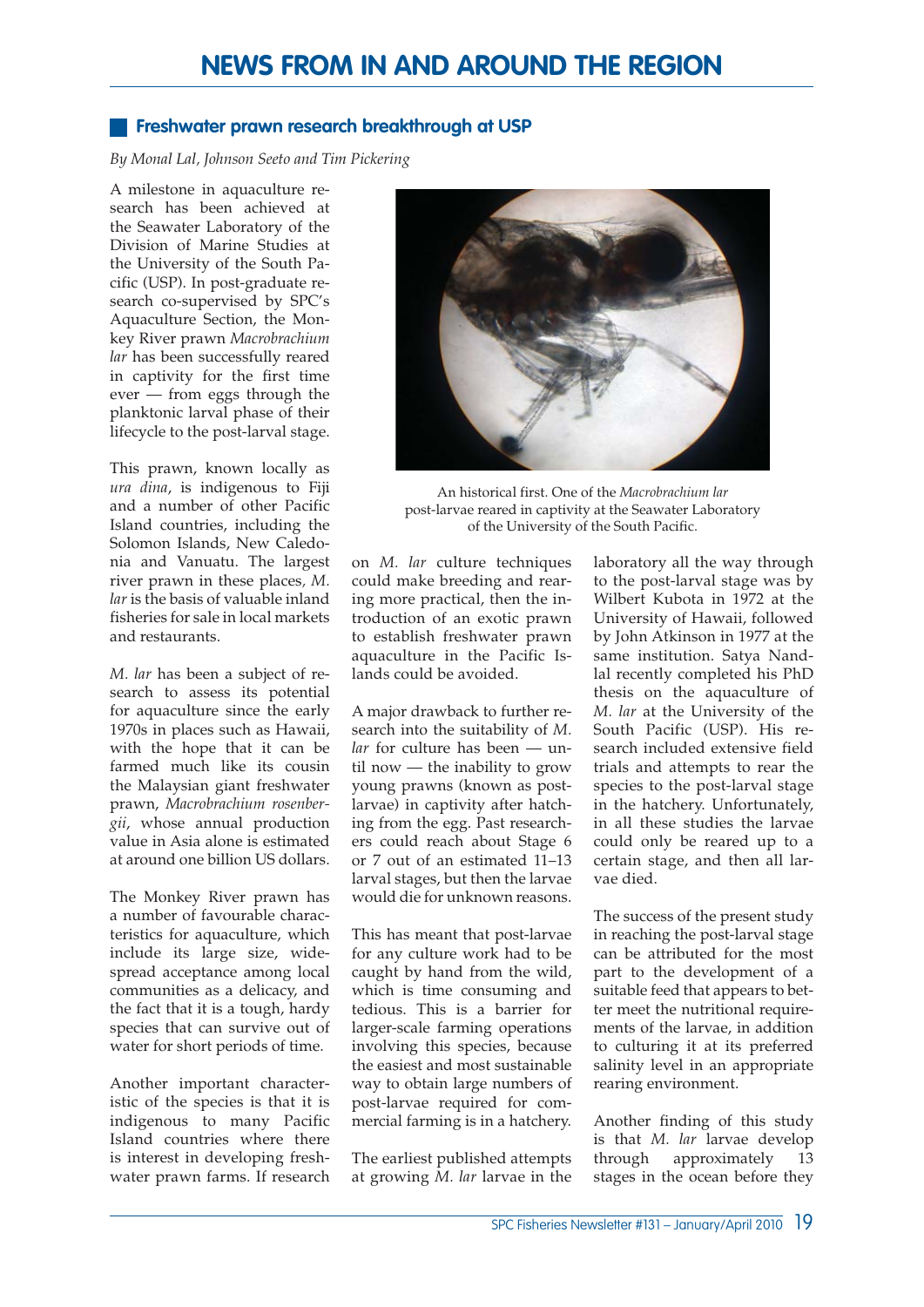# NEWS FROM IN AND AROUND THE REGION

## Freshwater prawn research breakthrough at USP

*By Monal Lal, Johnson Seeto and Tim Pickering*

A milestone in aquaculture research has been achieved at the Seawater Laboratory of the Division of Marine Studies at the University of the South Pacific (USP). In post-graduate research co-supervised by SPC's Aquaculture Section, the Monkey River prawn *Macrobrachium lar* has been successfully reared in captivity for the first time ever — from eggs through the planktonic larval phase of their lifecycle to the post-larval stage.

This prawn, known locally as *ura dina*, is indigenous to Fiji and a number of other Pacific Island countries, including the Solomon Islands, New Caledonia and Vanuatu. The largest river prawn in these places, *M. lar* is the basis of valuable inland fisheries for sale in local markets and restaurants.

*M. lar* has been a subject of research to assess its potential for aquaculture since the early 1970s in places such as Hawaii, with the hope that it can be farmed much like its cousin the Malaysian giant freshwater prawn, *Macrobrachium rosenbergii*, whose annual production value in Asia alone is estimated at around one billion US dollars.

The Monkey River prawn has a number of favourable characteristics for aquaculture, which include its large size, widespread acceptance among local communities as a delicacy, and the fact that it is a tough, hardy species that can survive out of water for short periods of time.

Another important characteristic of the species is that it is indigenous to many Pacific Island countries where there is interest in developing freshwater prawn farms. If research on *M. lar* culture techniques could make breeding and rearing more practical, then the introduction of an exotic prawn to establish freshwater prawn aquaculture in the Pacific Islands could be avoided.

An historical first. One of the *Macrobrachium lar* post-larvae reared in captivity at the Seawater Laboratory of the University of the South Pacific.

A major drawback to further research into the suitability of *M. lar* for culture has been — until now — the inability to grow young prawns (known as post-larvae) in captivity after hatching from the egg. Past researchers could reach about Stage 6 or 7 out of an estimated 11–13 larval stages, but then the larvae would die for unknown reasons.

This has meant that post-larvae for any culture work had to be caught by hand from the wild, which is time consuming and tedious. This is a barrier for larger-scale farming operations involving this species, because the easiest and most sustainable way to obtain large numbers of post-larvae required for commercial farming is in a hatchery.

The earliest published attempts at growing *M. lar* larvae in the laboratory all the way through to the post-larval stage was by Wilbert Kubota in 1972 at the University of Hawaii, followed by John Atkinson in 1977 at the same institution. Satya Nandlal recently completed his PhD thesis on the aquaculture of *M. lar* at the University of the South Pacific (USP). His research included extensive field trials and attempts to rear the species to the post-larval stage in the hatchery. Unfortunately, in all these studies the larvae could only be reared up to a certain stage, and then all larvae died.

The success of the present study in reaching the post-larval stage can be attributed for the most part to the development of a suitable feed that appears to better meet the nutritional requirements of the larvae, in addition to culturing it at its preferred salinity level in an appropriate rearing environment.

Another finding of this study is that *M. lar* larvae develop through approximately 13 stages in the ocean before they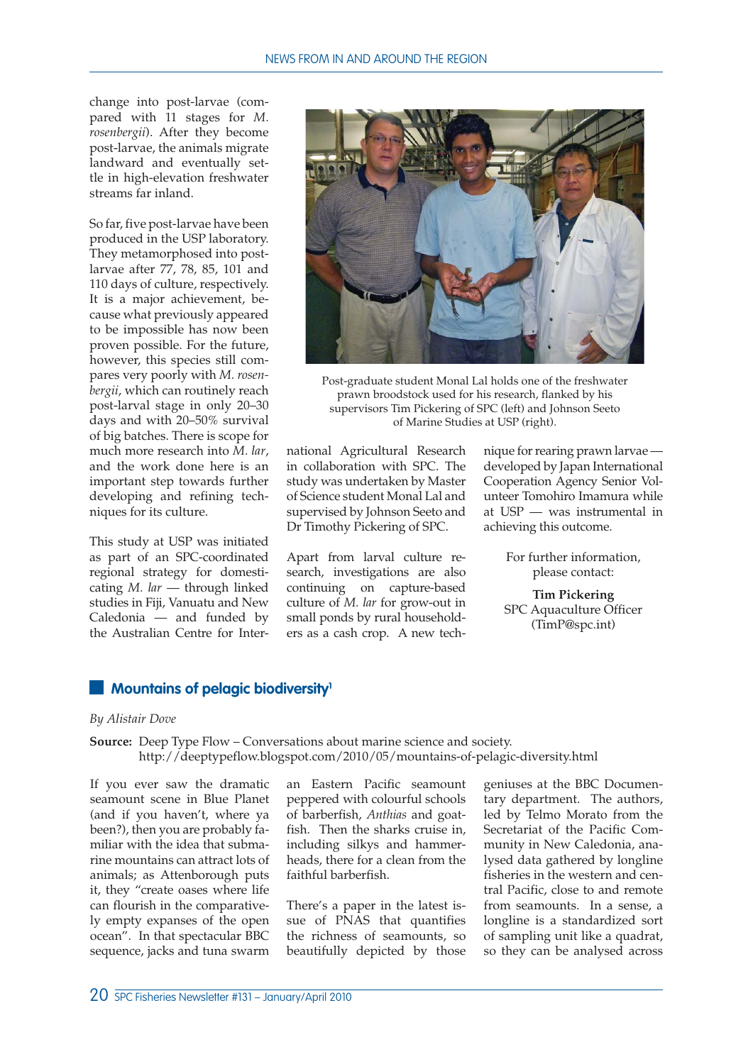change into post-larvae (compared with 11 stages for *M. rosenbergii*). After they become post-larvae, the animals migrate landward and eventually settle in high-elevation freshwater streams far inland.

So far, five post-larvae have been produced in the USP laboratory. They metamorphosed into post-larvae after 77, 78, 85, 101 and 110 days of culture, respectively. It is a major achievement, because what previously appeared to be impossible has now been proven possible. For the future, however, this species still compares very poorly with *M. rosenbergii*, which can routinely reach post-larval stage in only 20–30 days and with 20–50% survival of big batches. There is scope for much more research into *M. lar*, and the work done here is an important step towards further developing and refining techniques for its culture.

This study at USP was initiated as part of an SPC-coordinated regional strategy for domesticating *M. lar* — through linked studies in Fiji, Vanuatu and New Caledonia — and funded by the Australian Centre for International Agricultural Research in collaboration with SPC. The study was undertaken by Master of Science student Monal Lal and supervised by Johnson Seeto and Dr Timothy Pickering of SPC.

Post-graduate student Monal Lal holds one of the freshwater prawn broodstock used for his research, flanked by his supervisors Tim Pickering of SPC (left) and Johnson Seeto of Marine Studies at USP (right).

Apart from larval culture research, investigations are also continuing on capture-based culture of *M. lar* for grow-out in small ponds by rural householders as a cash crop. A new technique for rearing prawn larvae — developed by Japan International Cooperation Agency Senior Volunteer Tomohiro Imamura while at USP — was instrumental in achieving this outcome.

For further information, please contact:

**Tim Pickering**
SPC Aquaculture Officer
(TimP@spc.int)

## Mountains of pelagic biodiversity[1]

*By Alistair Dove*

**Source:** Deep Type Flow – Conversations about marine science and society. http://deeptypeflow.blogspot.com/2010/05/mountains-of-pelagic-diversity.html

If you ever saw the dramatic seamount scene in Blue Planet (and if you haven't, where ya been?), then you are probably familiar with the idea that submarine mountains can attract lots of animals; as Attenborough puts it, they "create oases where life can flourish in the comparatively empty expanses of the open ocean". In that spectacular BBC sequence, jacks and tuna swarm an Eastern Pacific seamount peppered with colourful schools of barberfish, *Anthias* and goatfish. Then the sharks cruise in, including silkys and hammerheads, there for a clean from the faithful barberfish.

There's a paper in the latest issue of PNAS that quantifies the richness of seamounts, so beautifully depicted by those geniuses at the BBC Documentary department. The authors, led by Telmo Morato from the Secretariat of the Pacific Community in New Caledonia, analysed data gathered by longline fisheries in the western and central Pacific, close to and remote from seamounts. In a sense, a longline is a standardized sort of sampling unit like a quadrat, so they can be analysed across